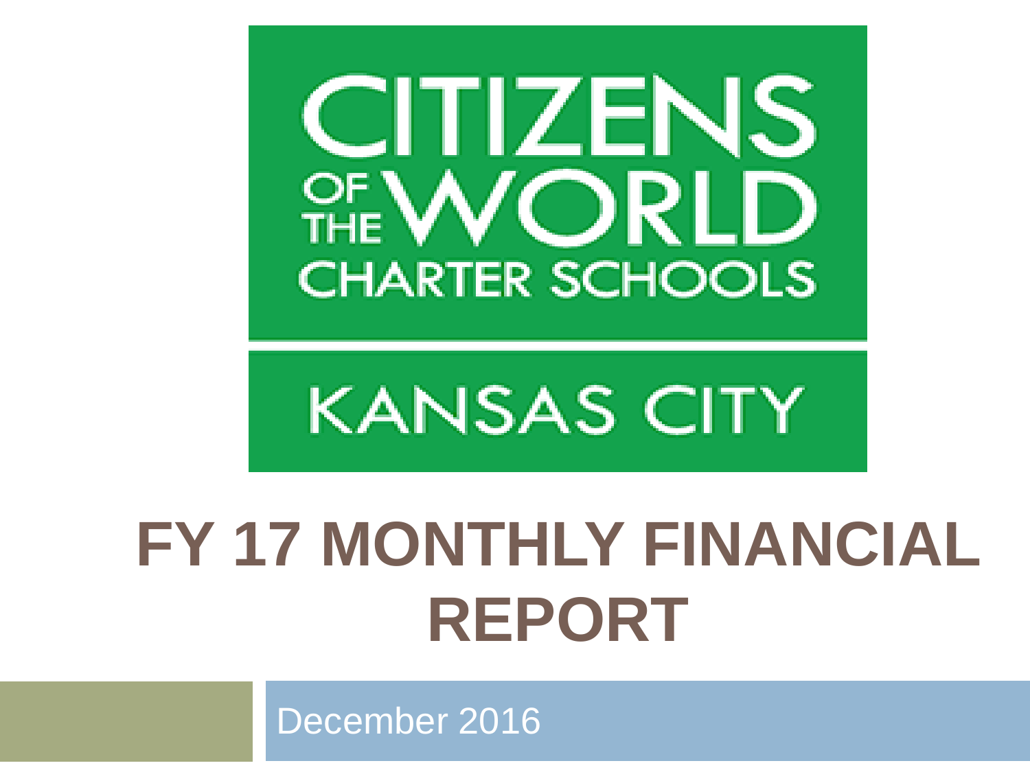CITIZENS OF THE WORLD CHARTER SCHOOLS

KANSAS CITY

# FY 17 MONTHLY FINANCIAL REPORT

December 2016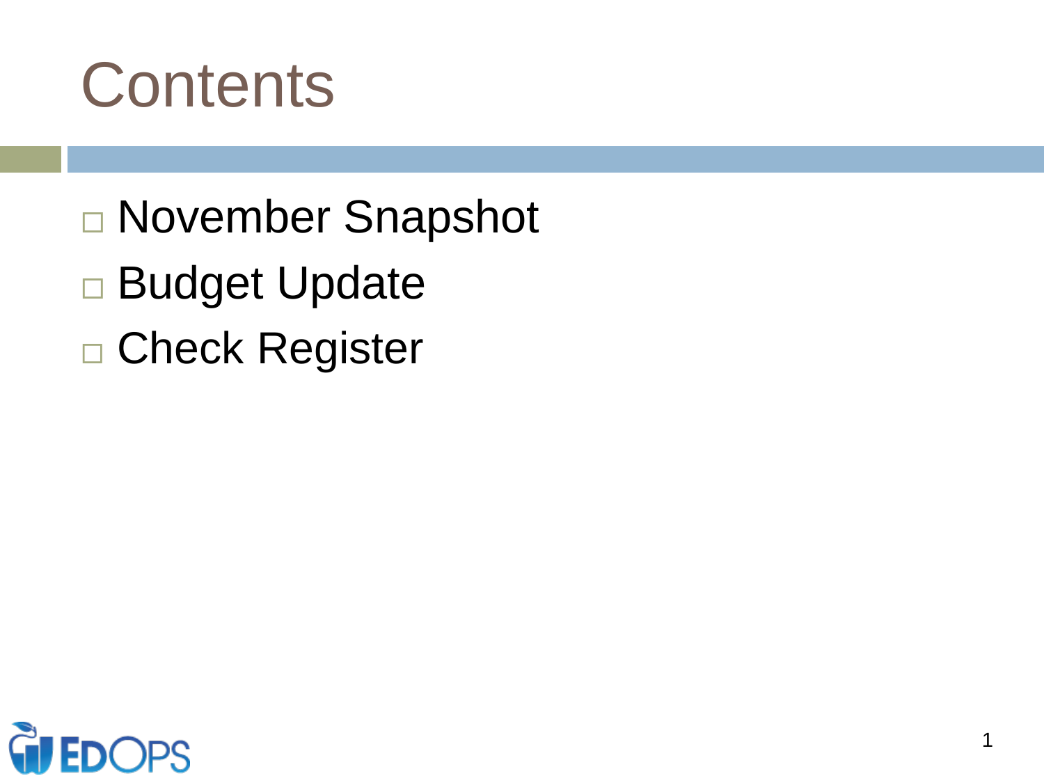# Contents

- November Snapshot
- Budget Update
- Check Register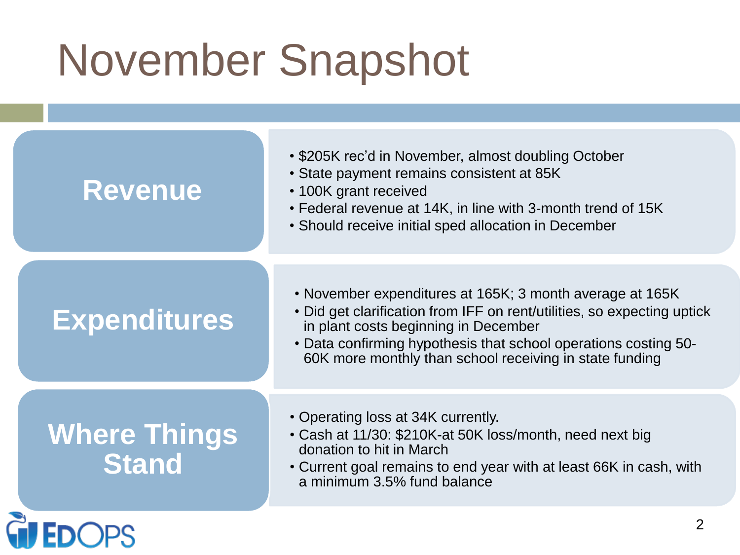# November Snapshot

## Revenue

- $205K rec'd in November, almost doubling October
- State payment remains consistent at 85K
- 100K grant received
- Federal revenue at 14K, in line with 3-month trend of 15K
- Should receive initial sped allocation in December

## Expenditures

- November expenditures at 165K; 3 month average at 165K
- Did get clarification from IFF on rent/utilities, so expecting uptick in plant costs beginning in December
- Data confirming hypothesis that school operations costing 50-60K more monthly than school receiving in state funding

## Where Things Stand

- Operating loss at 34K currently.
- Cash at 11/30: $210K-at 50K loss/month, need next big donation to hit in March
- Current goal remains to end year with at least 66K in cash, with a minimum 3.5% fund balance

EDOPS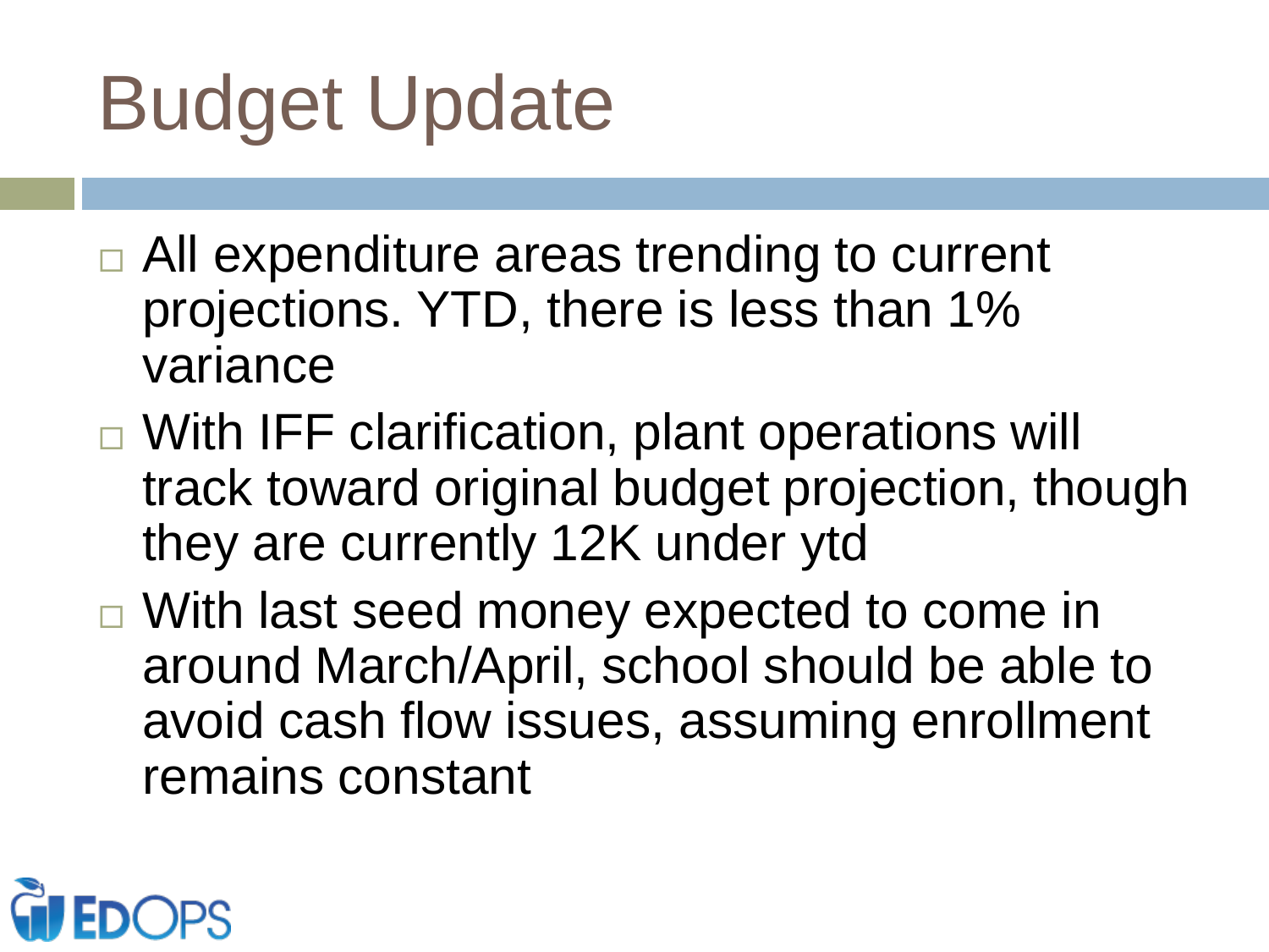# Budget Update

- All expenditure areas trending to current projections. YTD, there is less than 1% variance
- With IFF clarification, plant operations will track toward original budget projection, though they are currently 12K under ytd
- With last seed money expected to come in around March/April, school should be able to avoid cash flow issues, assuming enrollment remains constant

EDOPS